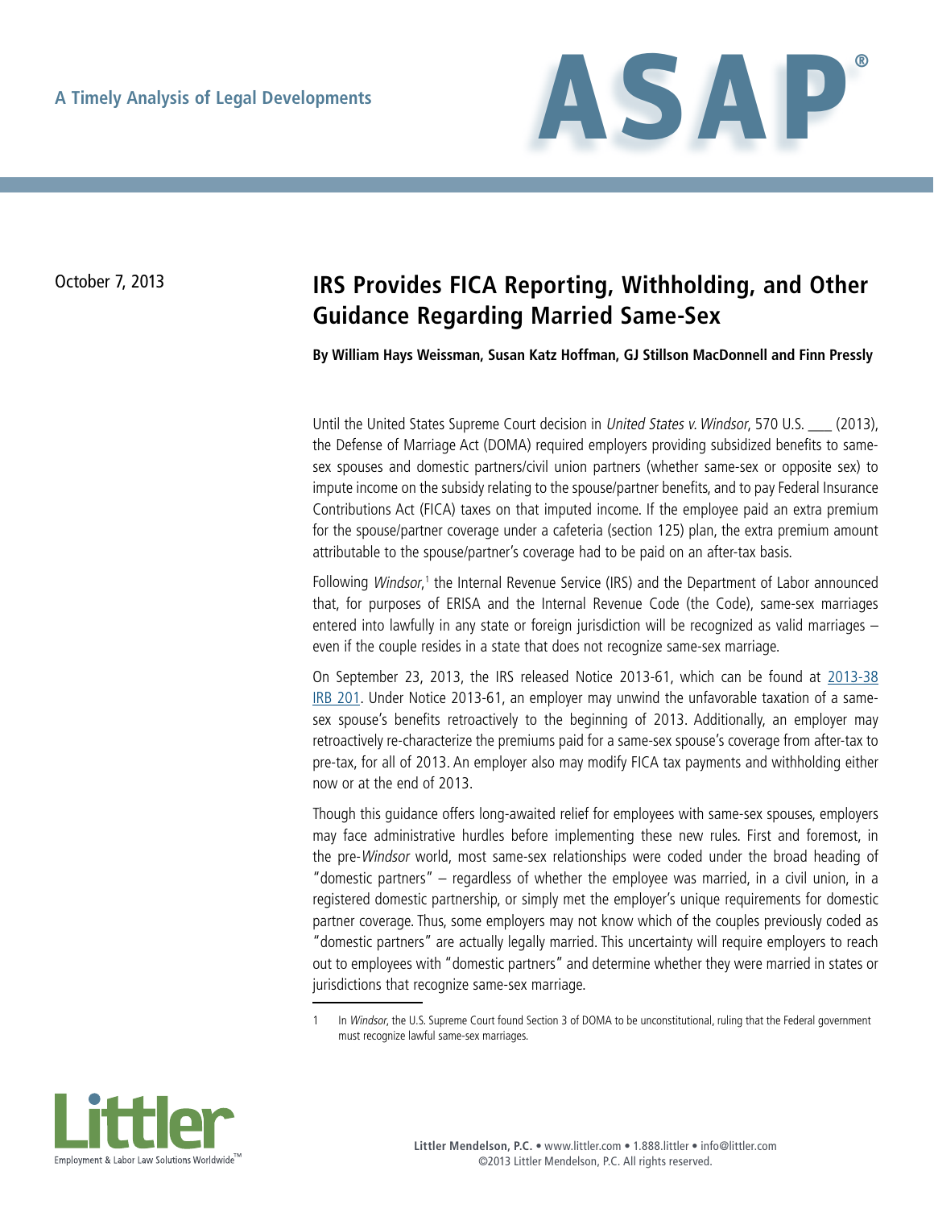A Timely Analysis of Legal Developments

ASAP®

October 7, 2013

# IRS Provides FICA Reporting, Withholding, and Other Guidance Regarding Married Same-Sex

**By William Hays Weissman, Susan Katz Hoffman, GJ Stillson MacDonnell and Finn Pressly**

Until the United States Supreme Court decision in *United States v. Windsor*, 570 U.S. ___ (2013), the Defense of Marriage Act (DOMA) required employers providing subsidized benefits to same-sex spouses and domestic partners/civil union partners (whether same-sex or opposite sex) to impute income on the subsidy relating to the spouse/partner benefits, and to pay Federal Insurance Contributions Act (FICA) taxes on that imputed income. If the employee paid an extra premium for the spouse/partner coverage under a cafeteria (section 125) plan, the extra premium amount attributable to the spouse/partner's coverage had to be paid on an after-tax basis.

Following *Windsor*,[1] the Internal Revenue Service (IRS) and the Department of Labor announced that, for purposes of ERISA and the Internal Revenue Code (the Code), same-sex marriages entered into lawfully in any state or foreign jurisdiction will be recognized as valid marriages – even if the couple resides in a state that does not recognize same-sex marriage.

On September 23, 2013, the IRS released Notice 2013-61, which can be found at 2013-38 IRB 201. Under Notice 2013-61, an employer may unwind the unfavorable taxation of a same-sex spouse's benefits retroactively to the beginning of 2013. Additionally, an employer may retroactively re-characterize the premiums paid for a same-sex spouse's coverage from after-tax to pre-tax, for all of 2013. An employer also may modify FICA tax payments and withholding either now or at the end of 2013.

Though this guidance offers long-awaited relief for employees with same-sex spouses, employers may face administrative hurdles before implementing these new rules. First and foremost, in the pre-*Windsor* world, most same-sex relationships were coded under the broad heading of "domestic partners" – regardless of whether the employee was married, in a civil union, in a registered domestic partnership, or simply met the employer's unique requirements for domestic partner coverage. Thus, some employers may not know which of the couples previously coded as "domestic partners" are actually legally married. This uncertainty will require employers to reach out to employees with "domestic partners" and determine whether they were married in states or jurisdictions that recognize same-sex marriage.

[1] In *Windsor*, the U.S. Supreme Court found Section 3 of DOMA to be unconstitutional, ruling that the Federal government must recognize lawful same-sex marriages.

Littler
Employment & Labor Law Solutions Worldwide™

**Littler Mendelson, P.C.** • www.littler.com • 1.888.littler • info@littler.com
©2013 Littler Mendelson, P.C. All rights reserved.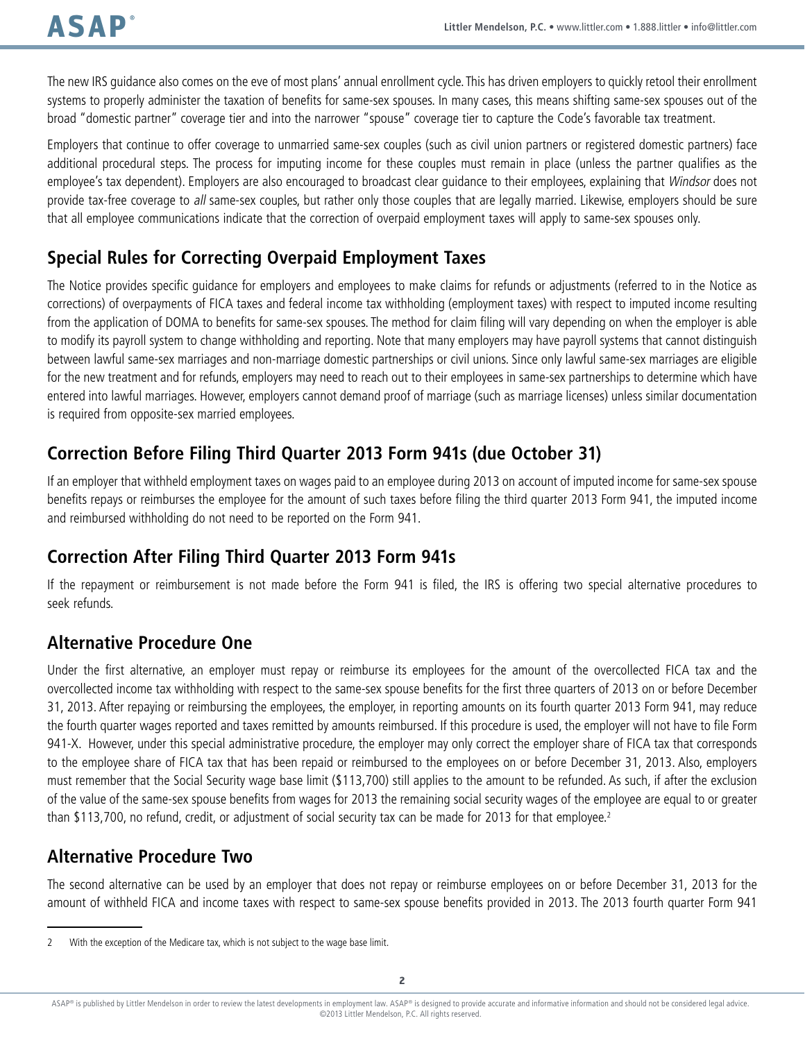The new IRS guidance also comes on the eve of most plans' annual enrollment cycle. This has driven employers to quickly retool their enrollment systems to properly administer the taxation of benefits for same-sex spouses. In many cases, this means shifting same-sex spouses out of the broad "domestic partner" coverage tier and into the narrower "spouse" coverage tier to capture the Code's favorable tax treatment.

Employers that continue to offer coverage to unmarried same-sex couples (such as civil union partners or registered domestic partners) face additional procedural steps. The process for imputing income for these couples must remain in place (unless the partner qualifies as the employee's tax dependent). Employers are also encouraged to broadcast clear guidance to their employees, explaining that *Windsor* does not provide tax-free coverage to *all* same-sex couples, but rather only those couples that are legally married. Likewise, employers should be sure that all employee communications indicate that the correction of overpaid employment taxes will apply to same-sex spouses only.

## Special Rules for Correcting Overpaid Employment Taxes

The Notice provides specific guidance for employers and employees to make claims for refunds or adjustments (referred to in the Notice as corrections) of overpayments of FICA taxes and federal income tax withholding (employment taxes) with respect to imputed income resulting from the application of DOMA to benefits for same-sex spouses. The method for claim filing will vary depending on when the employer is able to modify its payroll system to change withholding and reporting. Note that many employers may have payroll systems that cannot distinguish between lawful same-sex marriages and non-marriage domestic partnerships or civil unions. Since only lawful same-sex marriages are eligible for the new treatment and for refunds, employers may need to reach out to their employees in same-sex partnerships to determine which have entered into lawful marriages. However, employers cannot demand proof of marriage (such as marriage licenses) unless similar documentation is required from opposite-sex married employees.

## Correction Before Filing Third Quarter 2013 Form 941s (due October 31)

If an employer that withheld employment taxes on wages paid to an employee during 2013 on account of imputed income for same-sex spouse benefits repays or reimburses the employee for the amount of such taxes before filing the third quarter 2013 Form 941, the imputed income and reimbursed withholding do not need to be reported on the Form 941.

## Correction After Filing Third Quarter 2013 Form 941s

If the repayment or reimbursement is not made before the Form 941 is filed, the IRS is offering two special alternative procedures to seek refunds.

## Alternative Procedure One

Under the first alternative, an employer must repay or reimburse its employees for the amount of the overcollected FICA tax and the overcollected income tax withholding with respect to the same-sex spouse benefits for the first three quarters of 2013 on or before December 31, 2013. After repaying or reimbursing the employees, the employer, in reporting amounts on its fourth quarter 2013 Form 941, may reduce the fourth quarter wages reported and taxes remitted by amounts reimbursed. If this procedure is used, the employer will not have to file Form 941-X. However, under this special administrative procedure, the employer may only correct the employer share of FICA tax that corresponds to the employee share of FICA tax that has been repaid or reimbursed to the employees on or before December 31, 2013. Also, employers must remember that the Social Security wage base limit ($113,700) still applies to the amount to be refunded. As such, if after the exclusion of the value of the same-sex spouse benefits from wages for 2013 the remaining social security wages of the employee are equal to or greater than $113,700, no refund, credit, or adjustment of social security tax can be made for 2013 for that employee.[2]

## Alternative Procedure Two

The second alternative can be used by an employer that does not repay or reimburse employees on or before December 31, 2013 for the amount of withheld FICA and income taxes with respect to same-sex spouse benefits provided in 2013. The 2013 fourth quarter Form 941

---

2 With the exception of the Medicare tax, which is not subject to the wage base limit.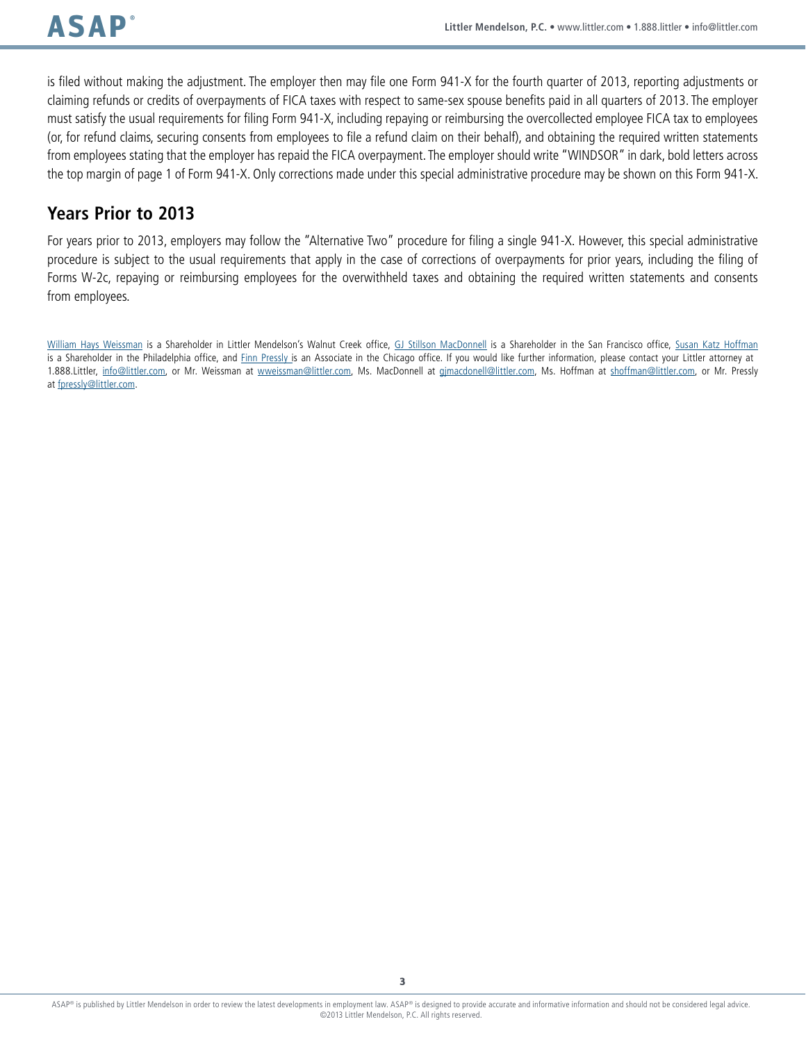is filed without making the adjustment. The employer then may file one Form 941-X for the fourth quarter of 2013, reporting adjustments or claiming refunds or credits of overpayments of FICA taxes with respect to same-sex spouse benefits paid in all quarters of 2013. The employer must satisfy the usual requirements for filing Form 941-X, including repaying or reimbursing the overcollected employee FICA tax to employees (or, for refund claims, securing consents from employees to file a refund claim on their behalf), and obtaining the required written statements from employees stating that the employer has repaid the FICA overpayment. The employer should write "WINDSOR" in dark, bold letters across the top margin of page 1 of Form 941-X. Only corrections made under this special administrative procedure may be shown on this Form 941-X.

## Years Prior to 2013

For years prior to 2013, employers may follow the "Alternative Two" procedure for filing a single 941-X. However, this special administrative procedure is subject to the usual requirements that apply in the case of corrections of overpayments for prior years, including the filing of Forms W-2c, repaying or reimbursing employees for the overwithheld taxes and obtaining the required written statements and consents from employees.

William Hays Weissman is a Shareholder in Littler Mendelson's Walnut Creek office, GJ Stillson MacDonnell is a Shareholder in the San Francisco office, Susan Katz Hoffman is a Shareholder in the Philadelphia office, and Finn Pressly is an Associate in the Chicago office. If you would like further information, please contact your Littler attorney at 1.888.Littler, info@littler.com, or Mr. Weissman at wweissman@littler.com, Ms. MacDonnell at gjmacdonell@littler.com, Ms. Hoffman at shoffman@littler.com, or Mr. Pressly at fpressly@littler.com.

ASAP® is published by Littler Mendelson in order to review the latest developments in employment law. ASAP® is designed to provide accurate and informative information and should not be considered legal advice. ©2013 Littler Mendelson, P.C. All rights reserved.